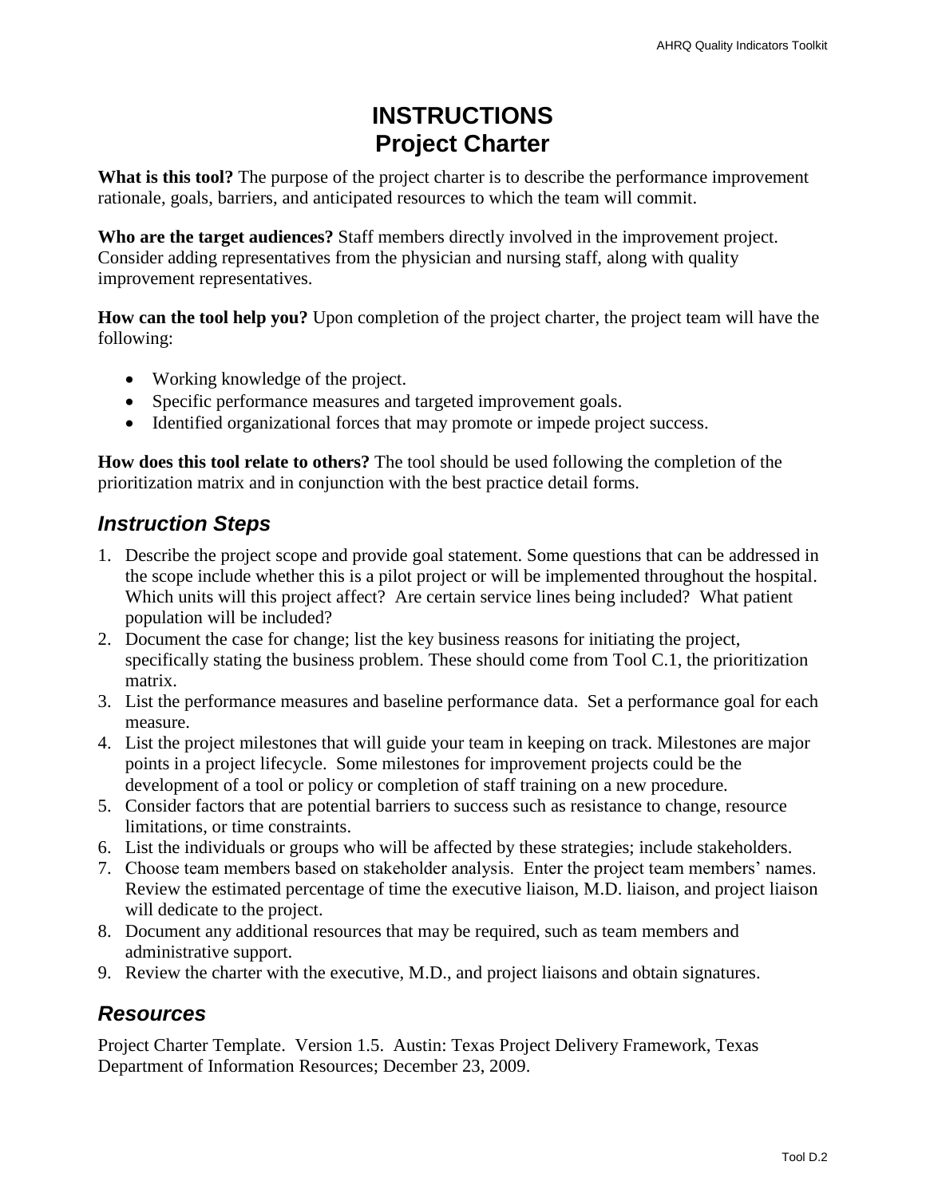# INSTRUCTIONS
# Project Charter

**What is this tool?** The purpose of the project charter is to describe the performance improvement rationale, goals, barriers, and anticipated resources to which the team will commit.

**Who are the target audiences?** Staff members directly involved in the improvement project. Consider adding representatives from the physician and nursing staff, along with quality improvement representatives.

**How can the tool help you?** Upon completion of the project charter, the project team will have the following:

- Working knowledge of the project.
- Specific performance measures and targeted improvement goals.
- Identified organizational forces that may promote or impede project success.

**How does this tool relate to others?** The tool should be used following the completion of the prioritization matrix and in conjunction with the best practice detail forms.

## *Instruction Steps*

1. Describe the project scope and provide goal statement. Some questions that can be addressed in the scope include whether this is a pilot project or will be implemented throughout the hospital. Which units will this project affect? Are certain service lines being included? What patient population will be included?
2. Document the case for change; list the key business reasons for initiating the project, specifically stating the business problem. These should come from Tool C.1, the prioritization matrix.
3. List the performance measures and baseline performance data. Set a performance goal for each measure.
4. List the project milestones that will guide your team in keeping on track. Milestones are major points in a project lifecycle. Some milestones for improvement projects could be the development of a tool or policy or completion of staff training on a new procedure.
5. Consider factors that are potential barriers to success such as resistance to change, resource limitations, or time constraints.
6. List the individuals or groups who will be affected by these strategies; include stakeholders.
7. Choose team members based on stakeholder analysis. Enter the project team members' names. Review the estimated percentage of time the executive liaison, M.D. liaison, and project liaison will dedicate to the project.
8. Document any additional resources that may be required, such as team members and administrative support.
9. Review the charter with the executive, M.D., and project liaisons and obtain signatures.

## *Resources*

Project Charter Template. Version 1.5. Austin: Texas Project Delivery Framework, Texas Department of Information Resources; December 23, 2009.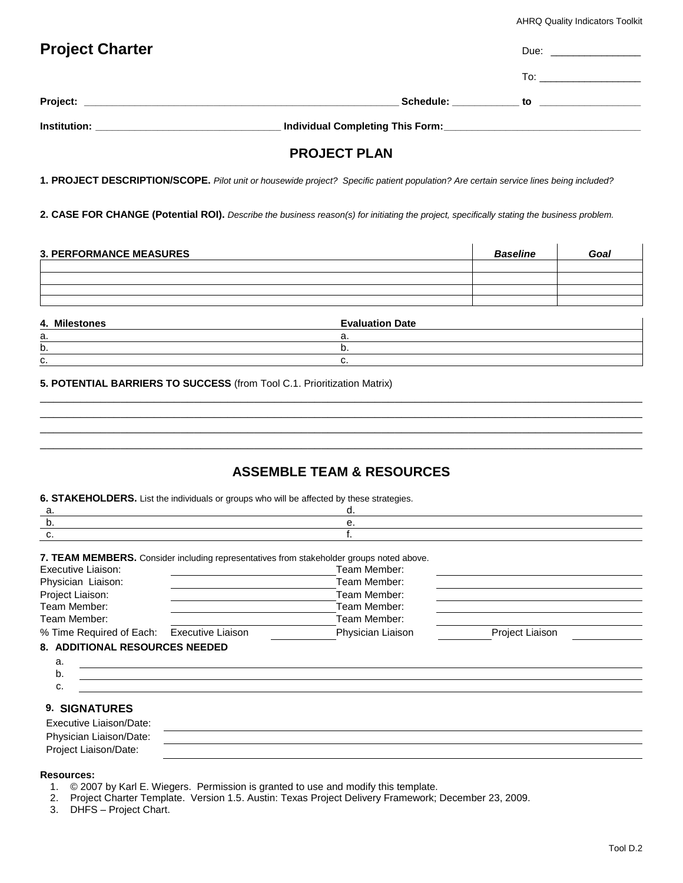# Project Charter

Due: ________________

To: __________________

**Project:** ______________________________ **Schedule:** ____________ **to** __________________

**Institution:** ________________________________ **Individual Completing This Form:** ___________________________________

## PROJECT PLAN

**1. PROJECT DESCRIPTION/SCOPE.** *Pilot unit or housewide project? Specific patient population? Are certain service lines being included?*

**2. CASE FOR CHANGE (Potential ROI).** *Describe the business reason(s) for initiating the project, specifically stating the business problem.*

| 3. PERFORMANCE MEASURES | *Baseline* | *Goal* |
|---|---|---|
| | | |
| | | |
| | | |
| | | |

| 4. Milestones | Evaluation Date |
|---|---|
| a. | a. |
| b. | b. |
| c. | c. |

**5. POTENTIAL BARRIERS TO SUCCESS** (from Tool C.1. Prioritization Matrix)

______________________________________________________________________

______________________________________________________________________

______________________________________________________________________

______________________________________________________________________

## ASSEMBLE TEAM & RESOURCES

**6. STAKEHOLDERS.** List the individuals or groups who will be affected by these strategies.

| | |
|---|---|
| a. | d. |
| b. | e. |
| c. | f. |

**7. TEAM MEMBERS.** Consider including representatives from stakeholder groups noted above.

| | | | |
|---|---|---|---|
| Executive Liaison: | | Team Member: | |
| Physician Liaison: | | Team Member: | |
| Project Liaison: | | Team Member: | |
| Team Member: | | Team Member: | |
| Team Member: | | Team Member: | |

% Time Required of Each: Executive Liaison ________ Physician Liaison ________ Project Liaison ________

**8. ADDITIONAL RESOURCES NEEDED**

a. ______________________________________________________________

b. ______________________________________________________________

c. ______________________________________________________________

**9. SIGNATURES**

Executive Liaison/Date: ______________________________________________

Physician Liaison/Date: ______________________________________________

Project Liaison/Date: ______________________________________________

**Resources:**

1. © 2007 by Karl E. Wiegers. Permission is granted to use and modify this template.
2. Project Charter Template. Version 1.5. Austin: Texas Project Delivery Framework; December 23, 2009.
3. DHFS – Project Chart.